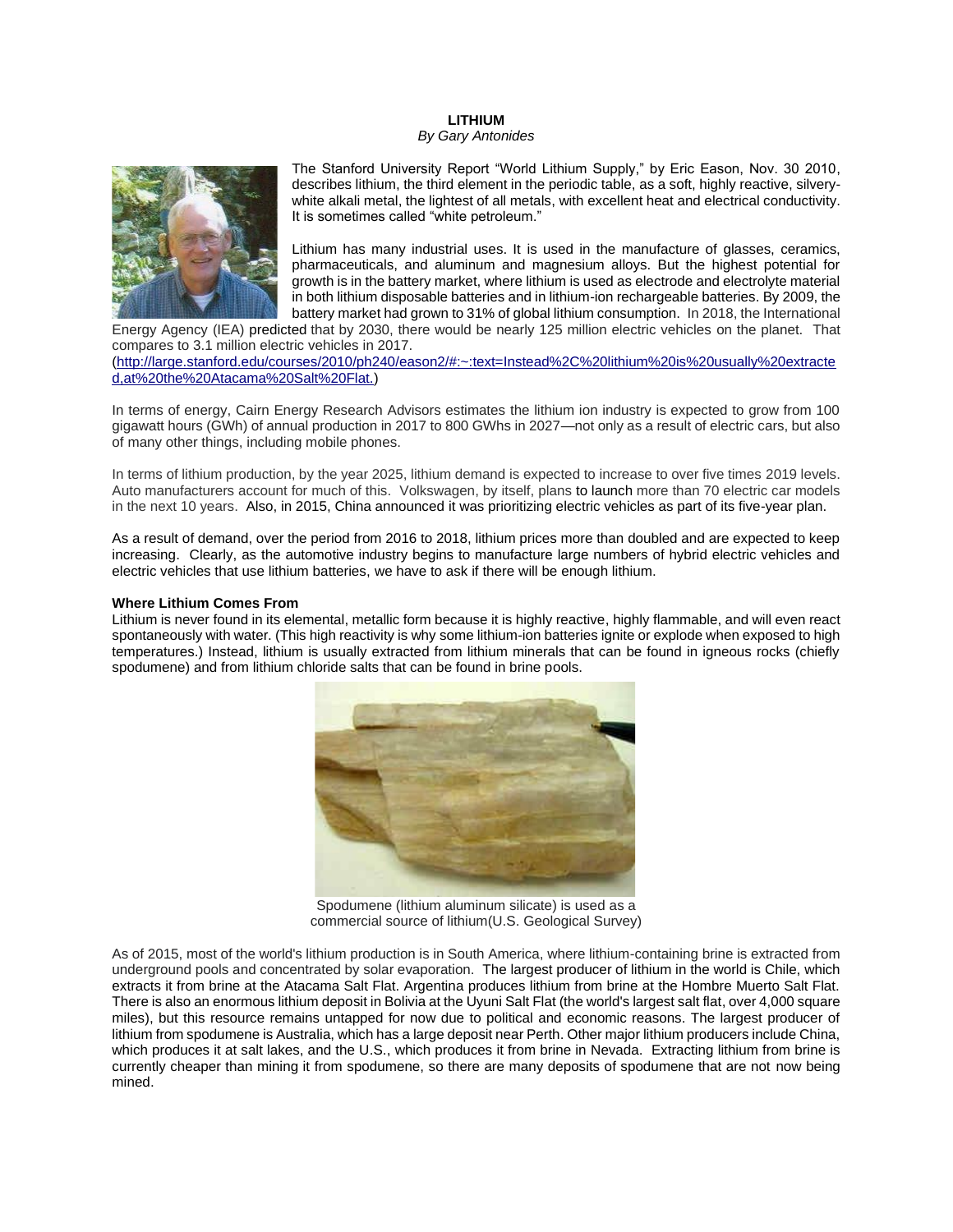**LITHIUM**

*By Gary Antonides*

The Stanford University Report "World Lithium Supply," by Eric Eason, Nov. 30 2010, describes lithium, the third element in the periodic table, as a soft, highly reactive, silvery-white alkali metal, the lightest of all metals, with excellent heat and electrical conductivity. It is sometimes called "white petroleum."

Lithium has many industrial uses. It is used in the manufacture of glasses, ceramics, pharmaceuticals, and aluminum and magnesium alloys. But the highest potential for growth is in the battery market, where lithium is used as electrode and electrolyte material in both lithium disposable batteries and in lithium-ion rechargeable batteries. By 2009, the battery market had grown to 31% of global lithium consumption. In 2018, the International Energy Agency (IEA) predicted that by 2030, there would be nearly 125 million electric vehicles on the planet. That compares to 3.1 million electric vehicles in 2017.
(http://large.stanford.edu/courses/2010/ph240/eason2/#:~:text=Instead%2C%20lithium%20is%20usually%20extracted,at%20the%20Atacama%20Salt%20Flat.)

In terms of energy, Cairn Energy Research Advisors estimates the lithium ion industry is expected to grow from 100 gigawatt hours (GWh) of annual production in 2017 to 800 GWhs in 2027—not only as a result of electric cars, but also of many other things, including mobile phones.

In terms of lithium production, by the year 2025, lithium demand is expected to increase to over five times 2019 levels. Auto manufacturers account for much of this. Volkswagen, by itself, plans to launch more than 70 electric car models in the next 10 years. Also, in 2015, China announced it was prioritizing electric vehicles as part of its five-year plan.

As a result of demand, over the period from 2016 to 2018, lithium prices more than doubled and are expected to keep increasing. Clearly, as the automotive industry begins to manufacture large numbers of hybrid electric vehicles and electric vehicles that use lithium batteries, we have to ask if there will be enough lithium.

**Where Lithium Comes From**

Lithium is never found in its elemental, metallic form because it is highly reactive, highly flammable, and will even react spontaneously with water. (This high reactivity is why some lithium-ion batteries ignite or explode when exposed to high temperatures.) Instead, lithium is usually extracted from lithium minerals that can be found in igneous rocks (chiefly spodumene) and from lithium chloride salts that can be found in brine pools.

Spodumene (lithium aluminum silicate) is used as a commercial source of lithium(U.S. Geological Survey)

As of 2015, most of the world's lithium production is in South America, where lithium-containing brine is extracted from underground pools and concentrated by solar evaporation. The largest producer of lithium in the world is Chile, which extracts it from brine at the Atacama Salt Flat. Argentina produces lithium from brine at the Hombre Muerto Salt Flat. There is also an enormous lithium deposit in Bolivia at the Uyuni Salt Flat (the world's largest salt flat, over 4,000 square miles), but this resource remains untapped for now due to political and economic reasons. The largest producer of lithium from spodumene is Australia, which has a large deposit near Perth. Other major lithium producers include China, which produces it at salt lakes, and the U.S., which produces it from brine in Nevada. Extracting lithium from brine is currently cheaper than mining it from spodumene, so there are many deposits of spodumene that are not now being mined.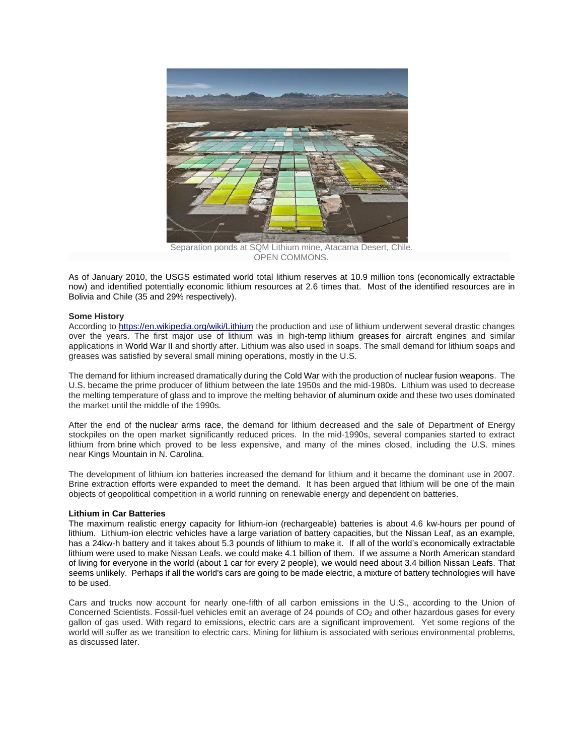Separation ponds at SQM Lithium mine, Atacama Desert, Chile.
OPEN COMMONS.

As of January 2010, the USGS estimated world total lithium reserves at 10.9 million tons (economically extractable now) and identified potentially economic lithium resources at 2.6 times that. Most of the identified resources are in Bolivia and Chile (35 and 29% respectively).

**Some History**

According to https://en.wikipedia.org/wiki/Lithium the production and use of lithium underwent several drastic changes over the years. The first major use of lithium was in high-temp lithium greases for aircraft engines and similar applications in World War II and shortly after. Lithium was also used in soaps. The small demand for lithium soaps and greases was satisfied by several small mining operations, mostly in the U.S.

The demand for lithium increased dramatically during the Cold War with the production of nuclear fusion weapons. The U.S. became the prime producer of lithium between the late 1950s and the mid-1980s. Lithium was used to decrease the melting temperature of glass and to improve the melting behavior of aluminum oxide and these two uses dominated the market until the middle of the 1990s.

After the end of the nuclear arms race, the demand for lithium decreased and the sale of Department of Energy stockpiles on the open market significantly reduced prices. In the mid-1990s, several companies started to extract lithium from brine which proved to be less expensive, and many of the mines closed, including the U.S. mines near Kings Mountain in N. Carolina.

The development of lithium ion batteries increased the demand for lithium and it became the dominant use in 2007. Brine extraction efforts were expanded to meet the demand. It has been argued that lithium will be one of the main objects of geopolitical competition in a world running on renewable energy and dependent on batteries.

**Lithium in Car Batteries**

The maximum realistic energy capacity for lithium-ion (rechargeable) batteries is about 4.6 kw-hours per pound of lithium. Lithium-ion electric vehicles have a large variation of battery capacities, but the Nissan Leaf, as an example, has a 24kw-h battery and it takes about 5.3 pounds of lithium to make it. If all of the world's economically extractable lithium were used to make Nissan Leafs. we could make 4.1 billion of them. If we assume a North American standard of living for everyone in the world (about 1 car for every 2 people), we would need about 3.4 billion Nissan Leafs. That seems unlikely. Perhaps if all the world's cars are going to be made electric, a mixture of battery technologies will have to be used.

Cars and trucks now account for nearly one-fifth of all carbon emissions in the U.S., according to the Union of Concerned Scientists. Fossil-fuel vehicles emit an average of 24 pounds of $CO_2$ and other hazardous gases for every gallon of gas used. With regard to emissions, electric cars are a significant improvement. Yet some regions of the world will suffer as we transition to electric cars. Mining for lithium is associated with serious environmental problems, as discussed later.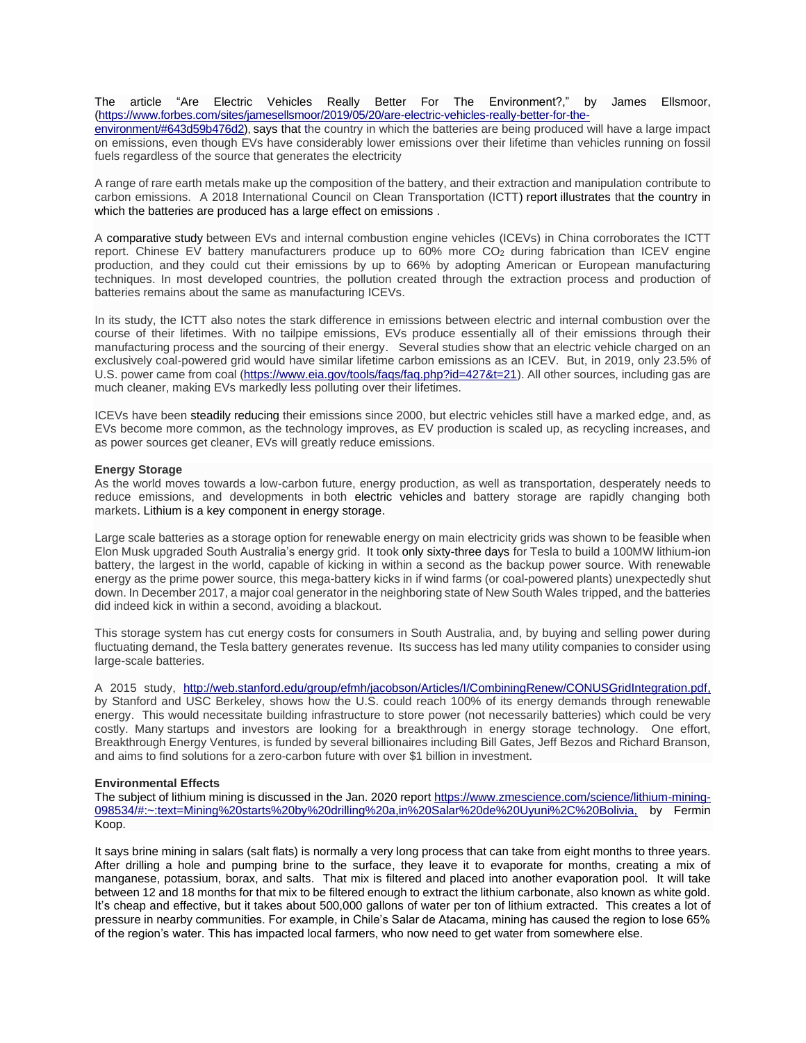The article "Are Electric Vehicles Really Better For The Environment?," by James Ellsmoor, (https://www.forbes.com/sites/jamesellsmoor/2019/05/20/are-electric-vehicles-really-better-for-the-environment/#643d59b476d2), says that the country in which the batteries are being produced will have a large impact on emissions, even though EVs have considerably lower emissions over their lifetime than vehicles running on fossil fuels regardless of the source that generates the electricity

A range of rare earth metals make up the composition of the battery, and their extraction and manipulation contribute to carbon emissions. A 2018 International Council on Clean Transportation (ICTT) report illustrates that the country in which the batteries are produced has a large effect on emissions .

A comparative study between EVs and internal combustion engine vehicles (ICEVs) in China corroborates the ICTT report. Chinese EV battery manufacturers produce up to 60% more $CO_2$ during fabrication than ICEV engine production, and they could cut their emissions by up to 66% by adopting American or European manufacturing techniques. In most developed countries, the pollution created through the extraction process and production of batteries remains about the same as manufacturing ICEVs.

In its study, the ICTT also notes the stark difference in emissions between electric and internal combustion over the course of their lifetimes. With no tailpipe emissions, EVs produce essentially all of their emissions through their manufacturing process and the sourcing of their energy. Several studies show that an electric vehicle charged on an exclusively coal-powered grid would have similar lifetime carbon emissions as an ICEV. But, in 2019, only 23.5% of U.S. power came from coal (https://www.eia.gov/tools/faqs/faq.php?id=427&t=21). All other sources, including gas are much cleaner, making EVs markedly less polluting over their lifetimes.

ICEVs have been steadily reducing their emissions since 2000, but electric vehicles still have a marked edge, and, as EVs become more common, as the technology improves, as EV production is scaled up, as recycling increases, and as power sources get cleaner, EVs will greatly reduce emissions.

**Energy Storage**

As the world moves towards a low-carbon future, energy production, as well as transportation, desperately needs to reduce emissions, and developments in both electric vehicles and battery storage are rapidly changing both markets. Lithium is a key component in energy storage.

Large scale batteries as a storage option for renewable energy on main electricity grids was shown to be feasible when Elon Musk upgraded South Australia's energy grid. It took only sixty-three days for Tesla to build a 100MW lithium-ion battery, the largest in the world, capable of kicking in within a second as the backup power source. With renewable energy as the prime power source, this mega-battery kicks in if wind farms (or coal-powered plants) unexpectedly shut down. In December 2017, a major coal generator in the neighboring state of New South Wales tripped, and the batteries did indeed kick in within a second, avoiding a blackout.

This storage system has cut energy costs for consumers in South Australia, and, by buying and selling power during fluctuating demand, the Tesla battery generates revenue. Its success has led many utility companies to consider using large-scale batteries.

A 2015 study, http://web.stanford.edu/group/efmh/jacobson/Articles/I/CombiningRenew/CONUSGridIntegration.pdf, by Stanford and USC Berkeley, shows how the U.S. could reach 100% of its energy demands through renewable energy. This would necessitate building infrastructure to store power (not necessarily batteries) which could be very costly. Many startups and investors are looking for a breakthrough in energy storage technology. One effort, Breakthrough Energy Ventures, is funded by several billionaires including Bill Gates, Jeff Bezos and Richard Branson, and aims to find solutions for a zero-carbon future with over $1 billion in investment.

**Environmental Effects**

The subject of lithium mining is discussed in the Jan. 2020 report https://www.zmescience.com/science/lithium-mining-098534/#:~:text=Mining%20starts%20by%20drilling%20a,in%20Salar%20de%20Uyuni%2C%20Bolivia, by Fermin Koop.

It says brine mining in salars (salt flats) is normally a very long process that can take from eight months to three years. After drilling a hole and pumping brine to the surface, they leave it to evaporate for months, creating a mix of manganese, potassium, borax, and salts. That mix is filtered and placed into another evaporation pool. It will take between 12 and 18 months for that mix to be filtered enough to extract the lithium carbonate, also known as white gold. It's cheap and effective, but it takes about 500,000 gallons of water per ton of lithium extracted. This creates a lot of pressure in nearby communities. For example, in Chile's Salar de Atacama, mining has caused the region to lose 65% of the region's water. This has impacted local farmers, who now need to get water from somewhere else.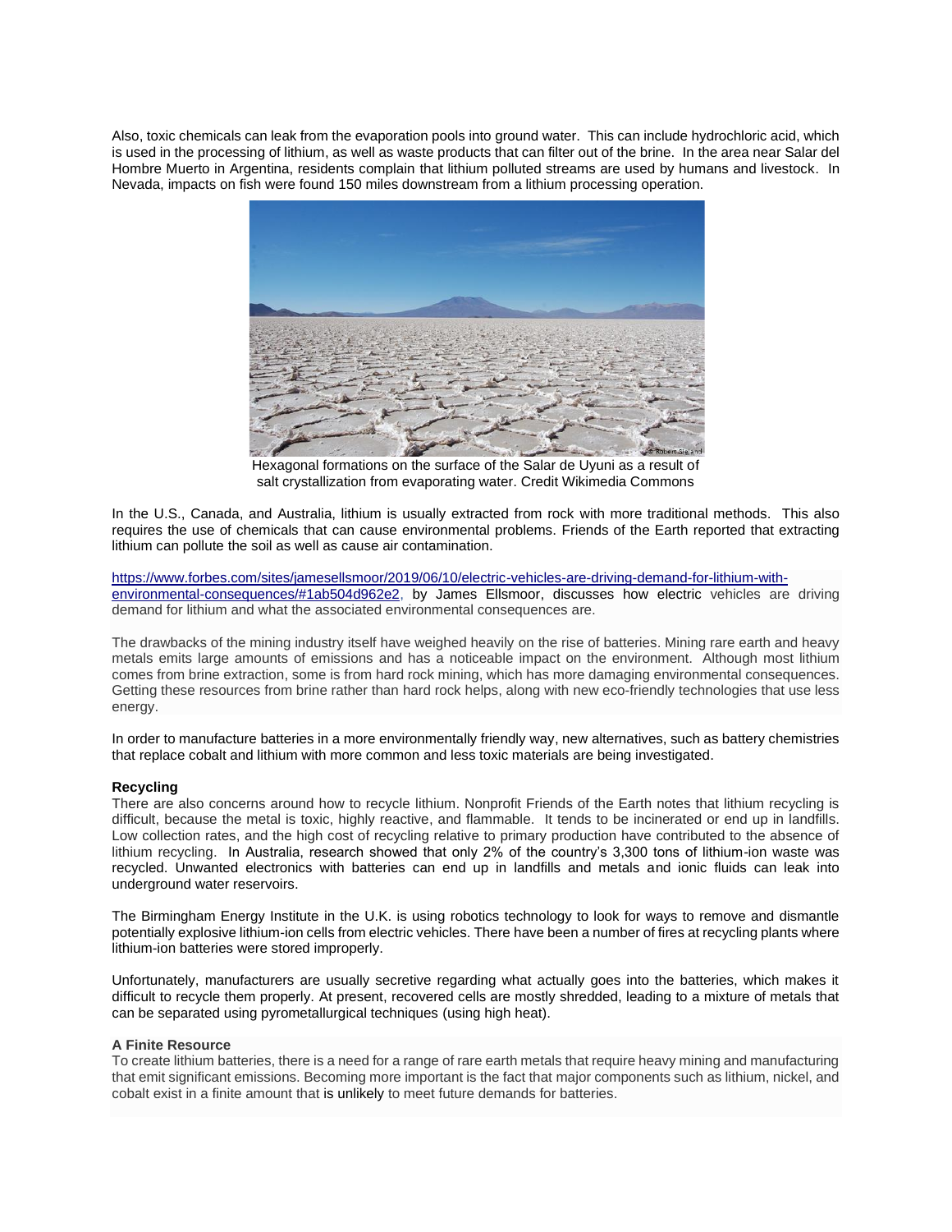Also, toxic chemicals can leak from the evaporation pools into ground water. This can include hydrochloric acid, which is used in the processing of lithium, as well as waste products that can filter out of the brine. In the area near Salar del Hombre Muerto in Argentina, residents complain that lithium polluted streams are used by humans and livestock. In Nevada, impacts on fish were found 150 miles downstream from a lithium processing operation.

Hexagonal formations on the surface of the Salar de Uyuni as a result of salt crystallization from evaporating water. Credit Wikimedia Commons

In the U.S., Canada, and Australia, lithium is usually extracted from rock with more traditional methods. This also requires the use of chemicals that can cause environmental problems. Friends of the Earth reported that extracting lithium can pollute the soil as well as cause air contamination.

https://www.forbes.com/sites/jamesellsmoor/2019/06/10/electric-vehicles-are-driving-demand-for-lithium-with-environmental-consequences/#1ab504d962e2, by James Ellsmoor, discusses how electric vehicles are driving demand for lithium and what the associated environmental consequences are.

The drawbacks of the mining industry itself have weighed heavily on the rise of batteries. Mining rare earth and heavy metals emits large amounts of emissions and has a noticeable impact on the environment. Although most lithium comes from brine extraction, some is from hard rock mining, which has more damaging environmental consequences. Getting these resources from brine rather than hard rock helps, along with new eco-friendly technologies that use less energy.

In order to manufacture batteries in a more environmentally friendly way, new alternatives, such as battery chemistries that replace cobalt and lithium with more common and less toxic materials are being investigated.

**Recycling**

There are also concerns around how to recycle lithium. Nonprofit Friends of the Earth notes that lithium recycling is difficult, because the metal is toxic, highly reactive, and flammable. It tends to be incinerated or end up in landfills. Low collection rates, and the high cost of recycling relative to primary production have contributed to the absence of lithium recycling. In Australia, research showed that only 2% of the country's 3,300 tons of lithium-ion waste was recycled. Unwanted electronics with batteries can end up in landfills and metals and ionic fluids can leak into underground water reservoirs.

The Birmingham Energy Institute in the U.K. is using robotics technology to look for ways to remove and dismantle potentially explosive lithium-ion cells from electric vehicles. There have been a number of fires at recycling plants where lithium-ion batteries were stored improperly.

Unfortunately, manufacturers are usually secretive regarding what actually goes into the batteries, which makes it difficult to recycle them properly. At present, recovered cells are mostly shredded, leading to a mixture of metals that can be separated using pyrometallurgical techniques (using high heat).

**A Finite Resource**

To create lithium batteries, there is a need for a range of rare earth metals that require heavy mining and manufacturing that emit significant emissions. Becoming more important is the fact that major components such as lithium, nickel, and cobalt exist in a finite amount that is unlikely to meet future demands for batteries.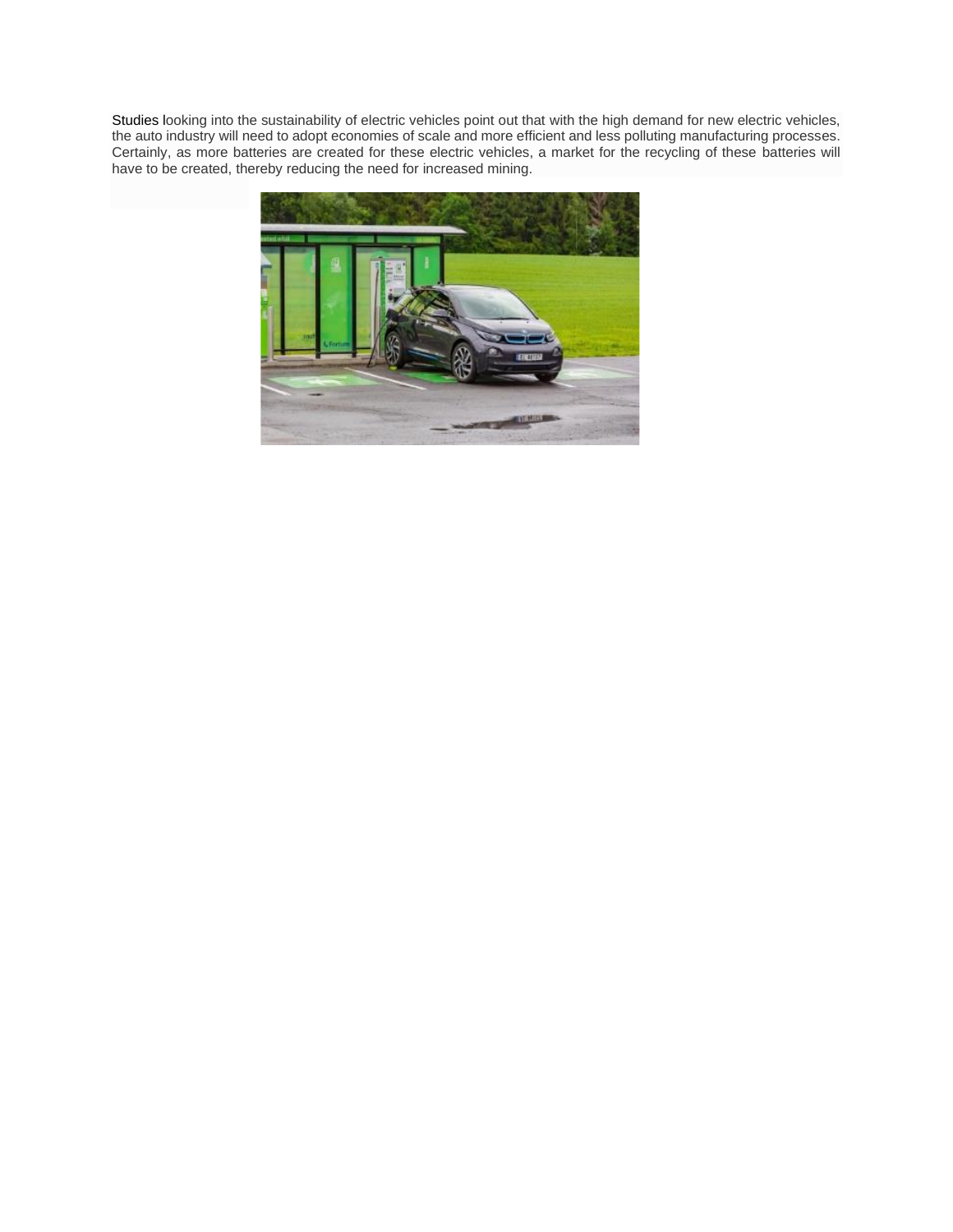Studies looking into the sustainability of electric vehicles point out that with the high demand for new electric vehicles, the auto industry will need to adopt economies of scale and more efficient and less polluting manufacturing processes. Certainly, as more batteries are created for these electric vehicles, a market for the recycling of these batteries will have to be created, thereby reducing the need for increased mining.